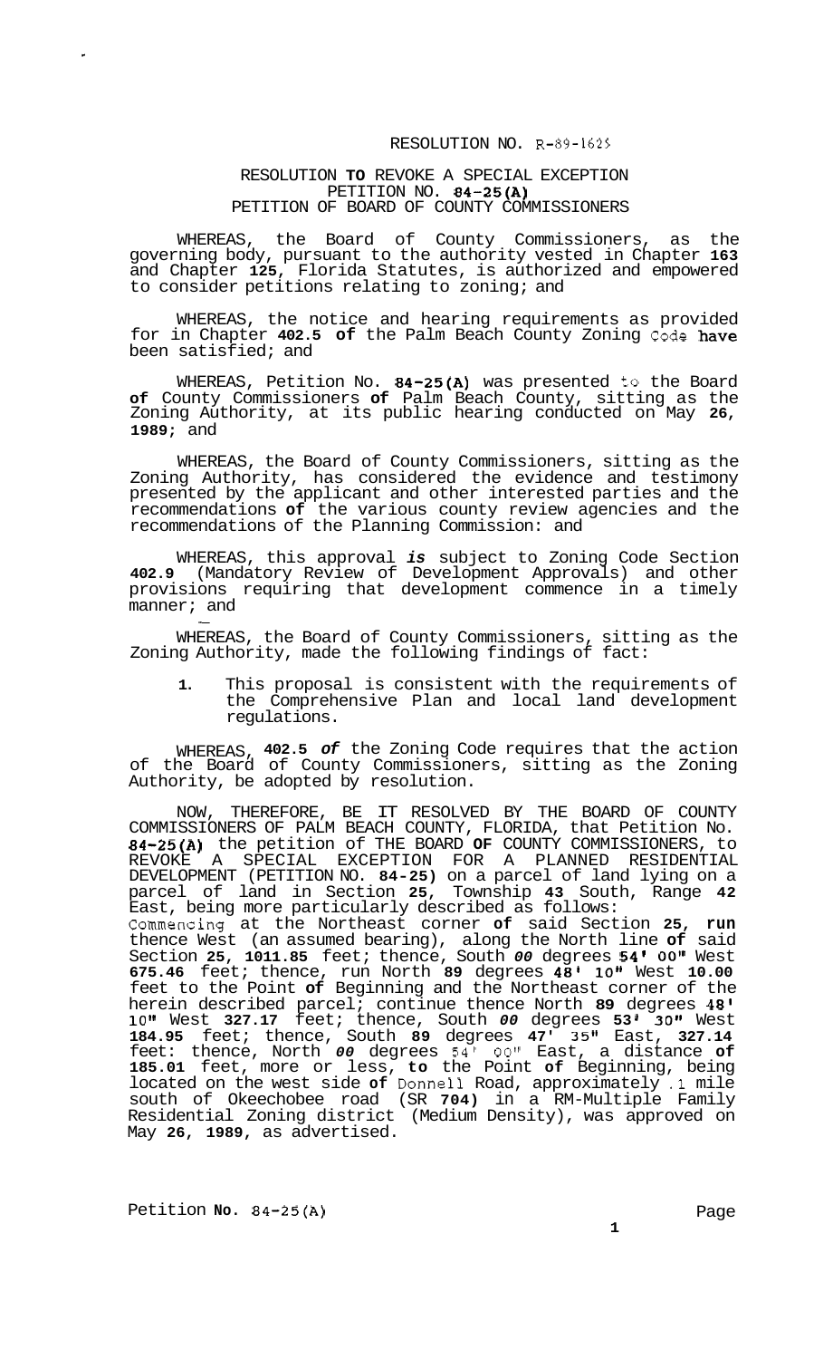RESOLUTION NO. R-89-1625

RESOLUTION TO REVOKE A SPECIAL EXCEPTION
PETITION NO. 84-25(A)
PETITION OF BOARD OF COUNTY COMMISSIONERS

WHEREAS, the Board of County Commissioners, as the governing body, pursuant to the authority vested in Chapter 163 and Chapter 125, Florida Statutes, is authorized and empowered to consider petitions relating to zoning; and

WHEREAS, the notice and hearing requirements as provided for in Chapter 402.5 of the Palm Beach County Zoning Code have been satisfied; and

WHEREAS, Petition No. 84-25(A) was presented to the Board of County Commissioners of Palm Beach County, sitting as the Zoning Authority, at its public hearing conducted on May 26, 1989; and

WHEREAS, the Board of County Commissioners, sitting as the Zoning Authority, has considered the evidence and testimony presented by the applicant and other interested parties and the recommendations of the various county review agencies and the recommendations of the Planning Commission: and

WHEREAS, this approval *is* subject to Zoning Code Section 402.9 (Mandatory Review of Development Approvals) and other provisions requiring that development commence in a timely manner; and

WHEREAS, the Board of County Commissioners, sitting as the Zoning Authority, made the following findings of fact:

1. This proposal is consistent with the requirements of the Comprehensive Plan and local land development regulations.

WHEREAS, 402.5 *of* the Zoning Code requires that the action of the Board of County Commissioners, sitting as the Zoning Authority, be adopted by resolution.

NOW, THEREFORE, BE IT RESOLVED BY THE BOARD OF COUNTY COMMISSIONERS OF PALM BEACH COUNTY, FLORIDA, that Petition No. 84-25(A) the petition of THE BOARD OF COUNTY COMMISSIONERS, to REVOKE A SPECIAL EXCEPTION FOR A PLANNED RESIDENTIAL DEVELOPMENT (PETITION NO. 84-25) on a parcel of land lying on a parcel of land in Section 25, Township 43 South, Range 42 East, being more particularly described as follows:
Commencing at the Northeast corner of said Section 25, run thence West (an assumed bearing), along the North line of said Section 25, 1011.85 feet; thence, South *00* degrees 54' 00" West 675.46 feet; thence, run North 89 degrees 48' 10" West 10.00 feet to the Point of Beginning and the Northeast corner of the herein described parcel; continue thence North 89 degrees 48' 10" West 327.17 feet; thence, South *00* degrees 53' 30" West 184.95 feet; thence, South 89 degrees 47' 35" East, 327.14 feet: thence, North *00* degrees 54' 00" East, a distance of 185.01 feet, more or less, to the Point of Beginning, being located on the west side of Donnell Road, approximately .1 mile south of Okeechobee road (SR 704) in a RM-Multiple Family Residential Zoning district (Medium Density), was approved on May 26, 1989, as advertised.

Petition No. 84-25(A)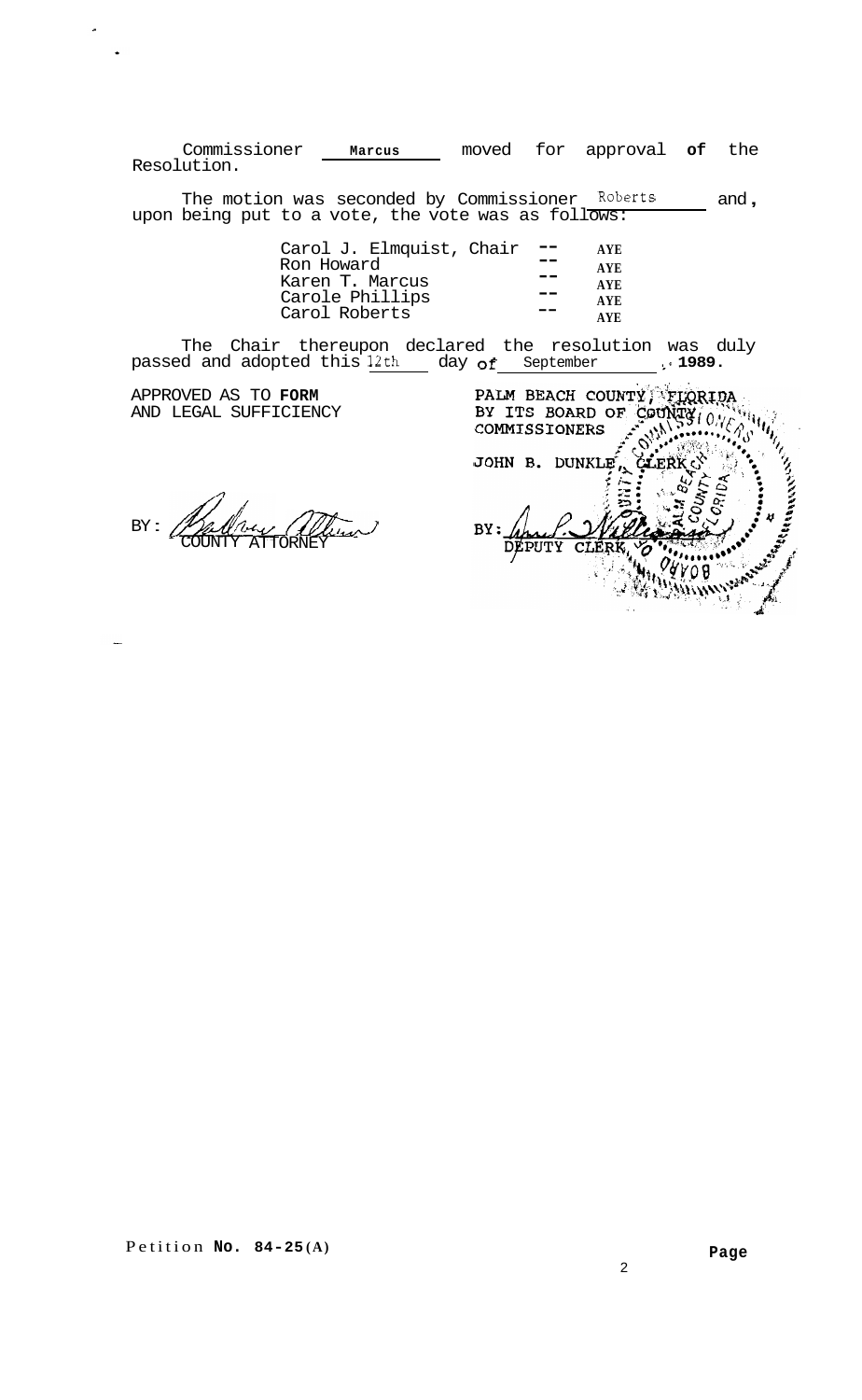Commissioner Marcus moved for approval of the Resolution.

The motion was seconded by Commissioner Roberts and, upon being put to a vote, the vote was as follows:

| | | |
|---|---|---|
| Carol J. Elmquist, Chair | -- | AYE |
| Ron Howard | -- | AYE |
| Karen T. Marcus | -- | AYE |
| Carole Phillips | -- | AYE |
| Carol Roberts | -- | AYE |

The Chair thereupon declared the resolution was duly passed and adopted this 12th day of September, 1989.

APPROVED AS TO FORM AND LEGAL SUFFICIENCY

BY: COUNTY ATTORNEY

PALM BEACH COUNTY, FLORIDA BY ITS BOARD OF COUNTY COMMISSIONERS

JOHN B. DUNKLE, CLERK

BY: DEPUTY CLERK

Petition No. 84-25(A)